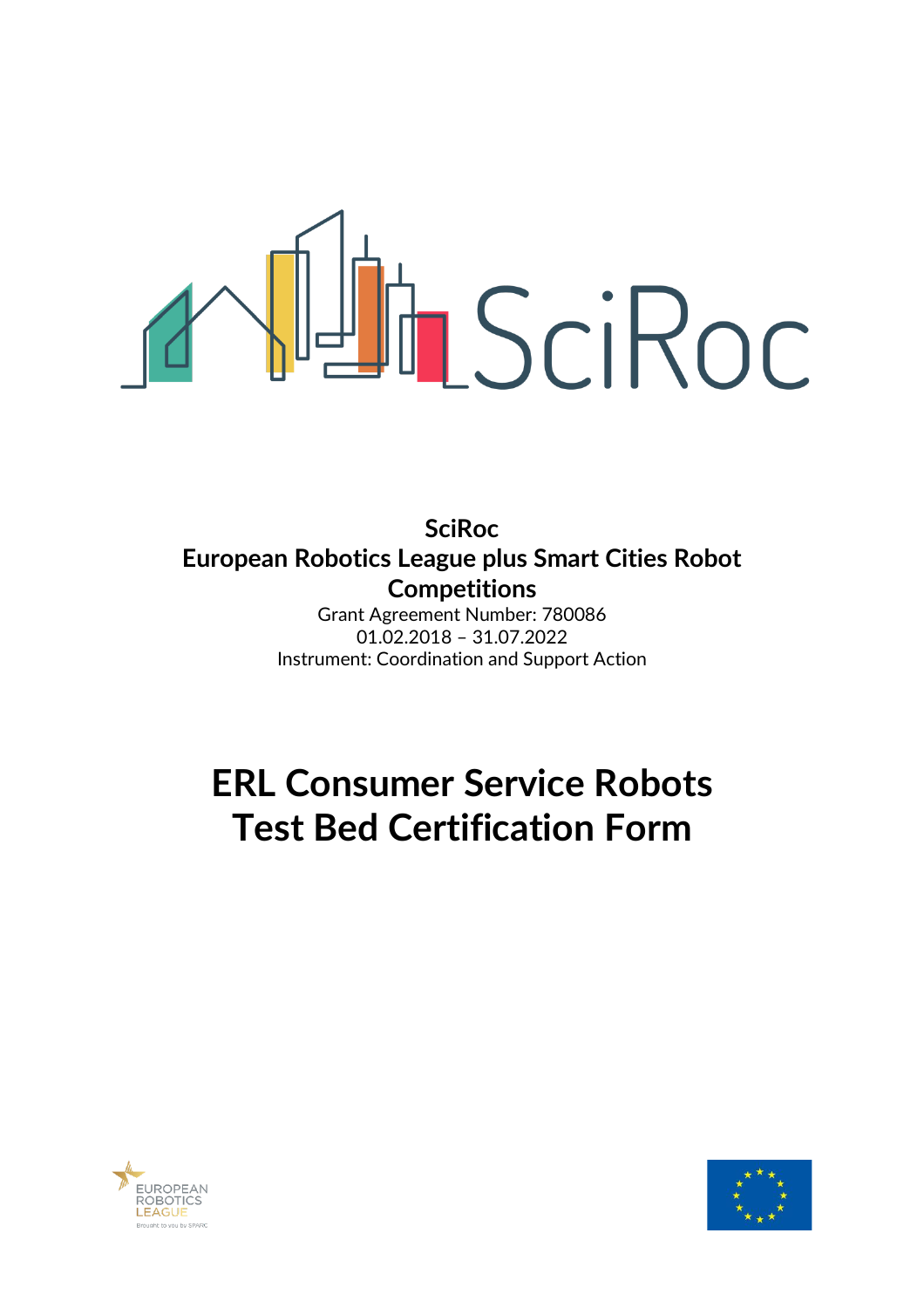**SciRoc**
**European Robotics League plus Smart Cities Robot Competitions**

Grant Agreement Number: 780086

01.02.2018 – 31.07.2022

Instrument: Coordination and Support Action

# ERL Consumer Service Robots Test Bed Certification Form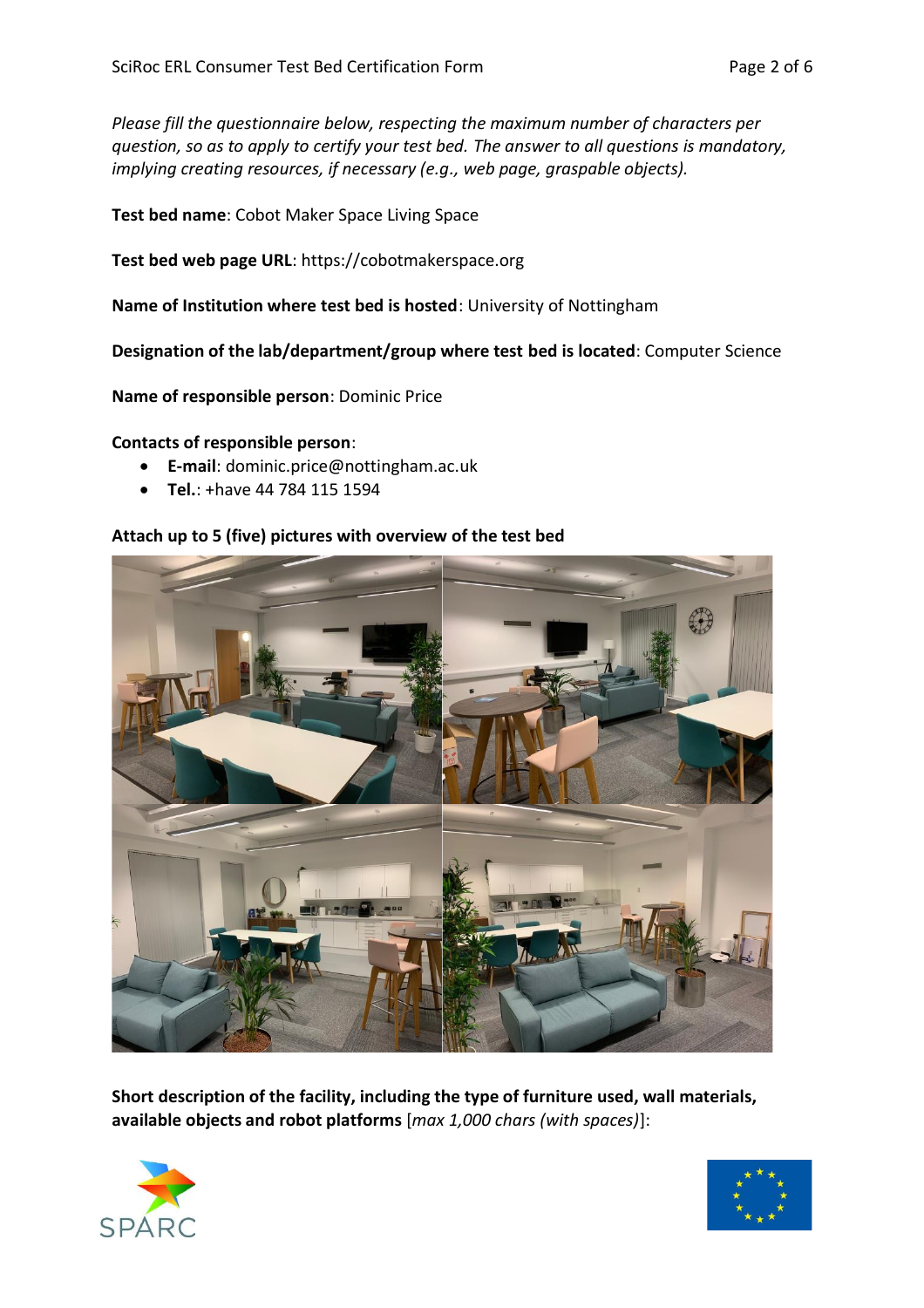*Please fill the questionnaire below, respecting the maximum number of characters per question, so as to apply to certify your test bed. The answer to all questions is mandatory, implying creating resources, if necessary (e.g., web page, graspable objects).*

**Test bed name**: Cobot Maker Space Living Space

**Test bed web page URL**: https://cobotmakerspace.org

**Name of Institution where test bed is hosted**: University of Nottingham

**Designation of the lab/department/group where test bed is located**: Computer Science

**Name of responsible person**: Dominic Price

**Contacts of responsible person**:

- **E-mail**: dominic.price@nottingham.ac.uk
- **Tel.**: +have 44 784 115 1594

**Attach up to 5 (five) pictures with overview of the test bed**

**Short description of the facility, including the type of furniture used, wall materials, available objects and robot platforms** [*max 1,000 chars (with spaces)*]: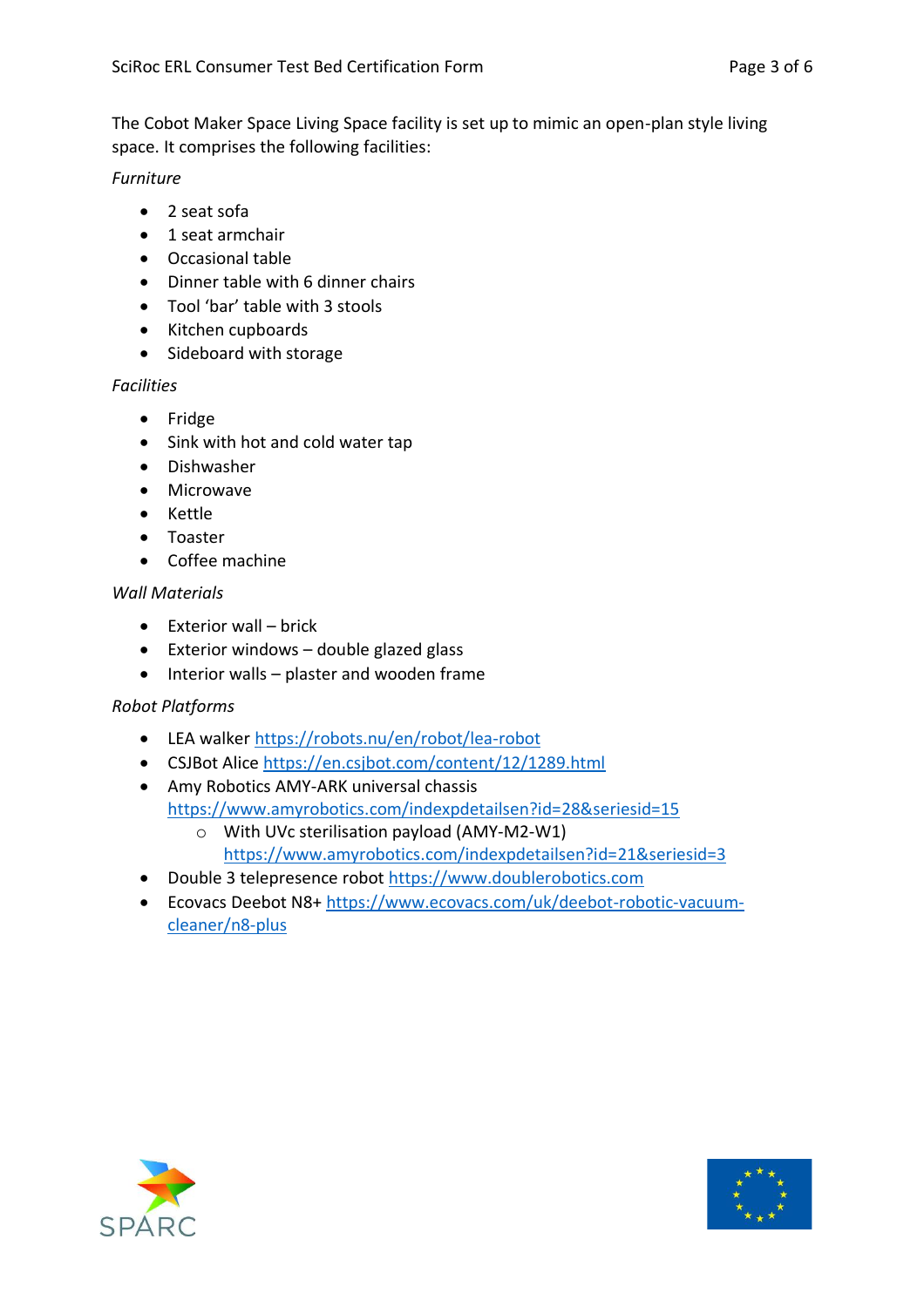The Cobot Maker Space Living Space facility is set up to mimic an open-plan style living space. It comprises the following facilities:

*Furniture*

- 2 seat sofa
- 1 seat armchair
- Occasional table
- Dinner table with 6 dinner chairs
- Tool 'bar' table with 3 stools
- Kitchen cupboards
- Sideboard with storage

*Facilities*

- Fridge
- Sink with hot and cold water tap
- Dishwasher
- Microwave
- Kettle
- Toaster
- Coffee machine

*Wall Materials*

- Exterior wall – brick
- Exterior windows – double glazed glass
- Interior walls – plaster and wooden frame

*Robot Platforms*

- LEA walker https://robots.nu/en/robot/lea-robot
- CSJBot Alice https://en.csjbot.com/content/12/1289.html
- Amy Robotics AMY-ARK universal chassis https://www.amyrobotics.com/indexpdetailsen?id=28&seriesid=15
    - With UVc sterilisation payload (AMY-M2-W1) https://www.amyrobotics.com/indexpdetailsen?id=21&seriesid=3
- Double 3 telepresence robot https://www.doublerobotics.com
- Ecovacs Deebot N8+ https://www.ecovacs.com/uk/deebot-robotic-vacuum-cleaner/n8-plus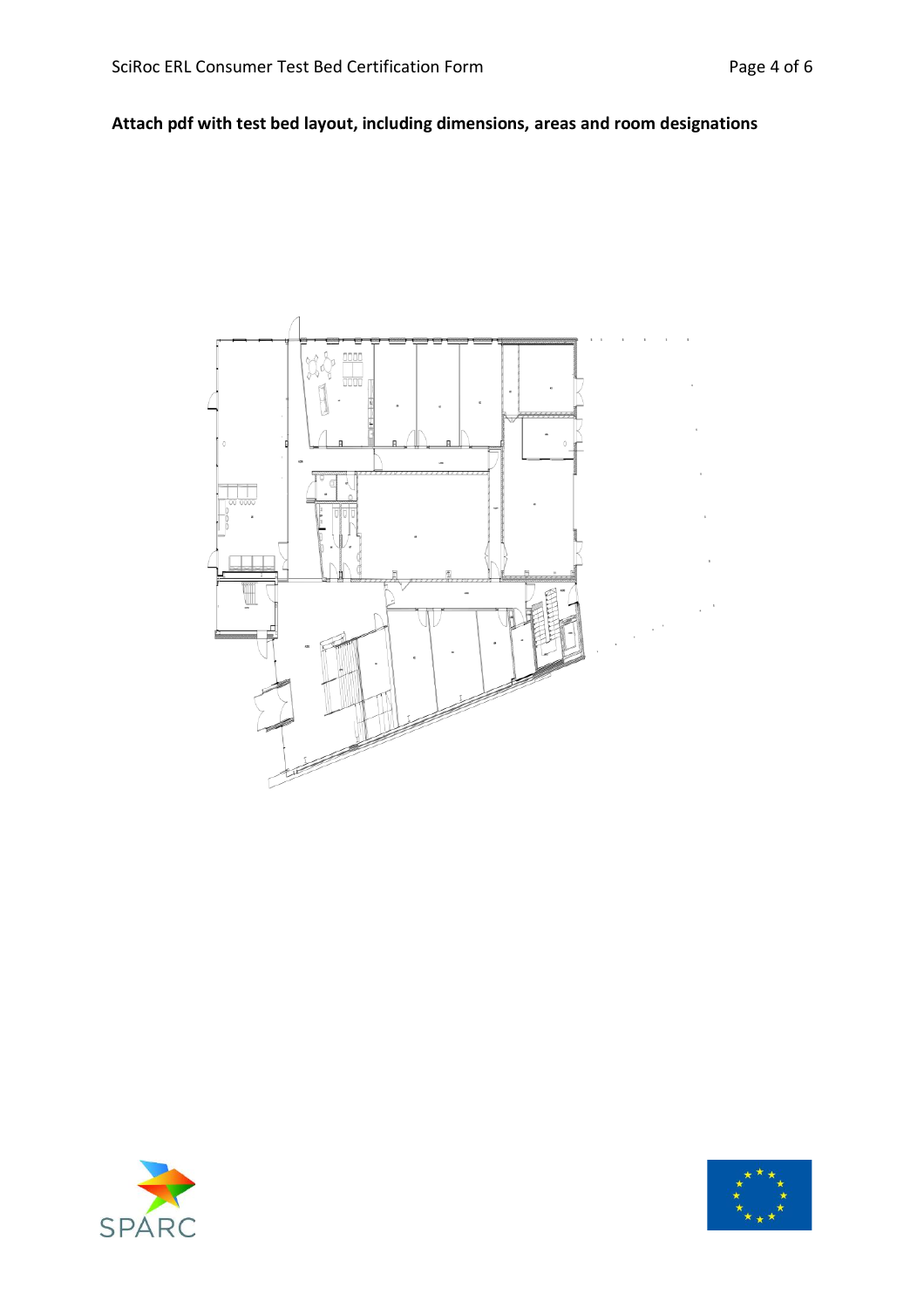**Attach pdf with test bed layout, including dimensions, areas and room designations**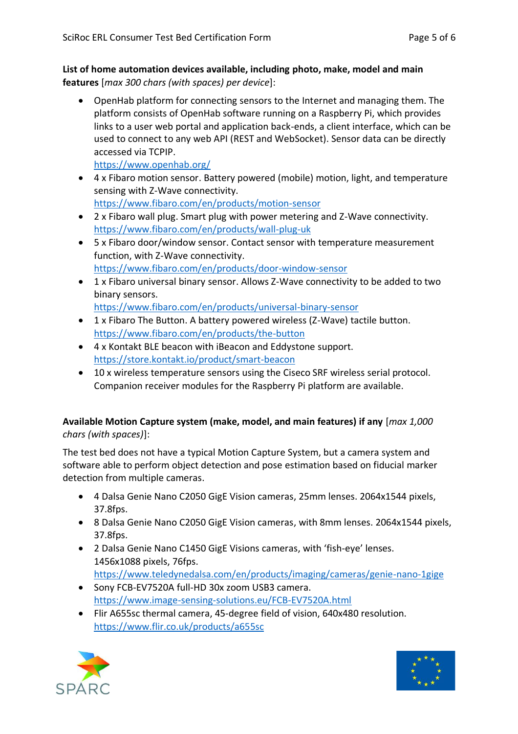**List of home automation devices available, including photo, make, model and main features** [*max 300 chars (with spaces) per device*]:

- OpenHab platform for connecting sensors to the Internet and managing them. The platform consists of OpenHab software running on a Raspberry Pi, which provides links to a user web portal and application back-ends, a client interface, which can be used to connect to any web API (REST and WebSocket). Sensor data can be directly accessed via TCPIP.
  https://www.openhab.org/
- 4 x Fibaro motion sensor. Battery powered (mobile) motion, light, and temperature sensing with Z-Wave connectivity.
  https://www.fibaro.com/en/products/motion-sensor
- 2 x Fibaro wall plug. Smart plug with power metering and Z-Wave connectivity.
  https://www.fibaro.com/en/products/wall-plug-uk
- 5 x Fibaro door/window sensor. Contact sensor with temperature measurement function, with Z-Wave connectivity.
  https://www.fibaro.com/en/products/door-window-sensor
- 1 x Fibaro universal binary sensor. Allows Z-Wave connectivity to be added to two binary sensors.
  https://www.fibaro.com/en/products/universal-binary-sensor
- 1 x Fibaro The Button. A battery powered wireless (Z-Wave) tactile button.
  https://www.fibaro.com/en/products/the-button
- 4 x Kontakt BLE beacon with iBeacon and Eddystone support.
  https://store.kontakt.io/product/smart-beacon
- 10 x wireless temperature sensors using the Ciseco SRF wireless serial protocol. Companion receiver modules for the Raspberry Pi platform are available.

**Available Motion Capture system (make, model, and main features) if any** [*max 1,000 chars (with spaces)*]:

The test bed does not have a typical Motion Capture System, but a camera system and software able to perform object detection and pose estimation based on fiducial marker detection from multiple cameras.

- 4 Dalsa Genie Nano C2050 GigE Vision cameras, 25mm lenses. 2064x1544 pixels, 37.8fps.
- 8 Dalsa Genie Nano C2050 GigE Vision cameras, with 8mm lenses. 2064x1544 pixels, 37.8fps.
- 2 Dalsa Genie Nano C1450 GigE Visions cameras, with 'fish-eye' lenses. 1456x1088 pixels, 76fps.
  https://www.teledynedalsa.com/en/products/imaging/cameras/genie-nano-1gige
- Sony FCB-EV7520A full-HD 30x zoom USB3 camera.
  https://www.image-sensing-solutions.eu/FCB-EV7520A.html
- Flir A655sc thermal camera, 45-degree field of vision, 640x480 resolution.
  https://www.flir.co.uk/products/a655sc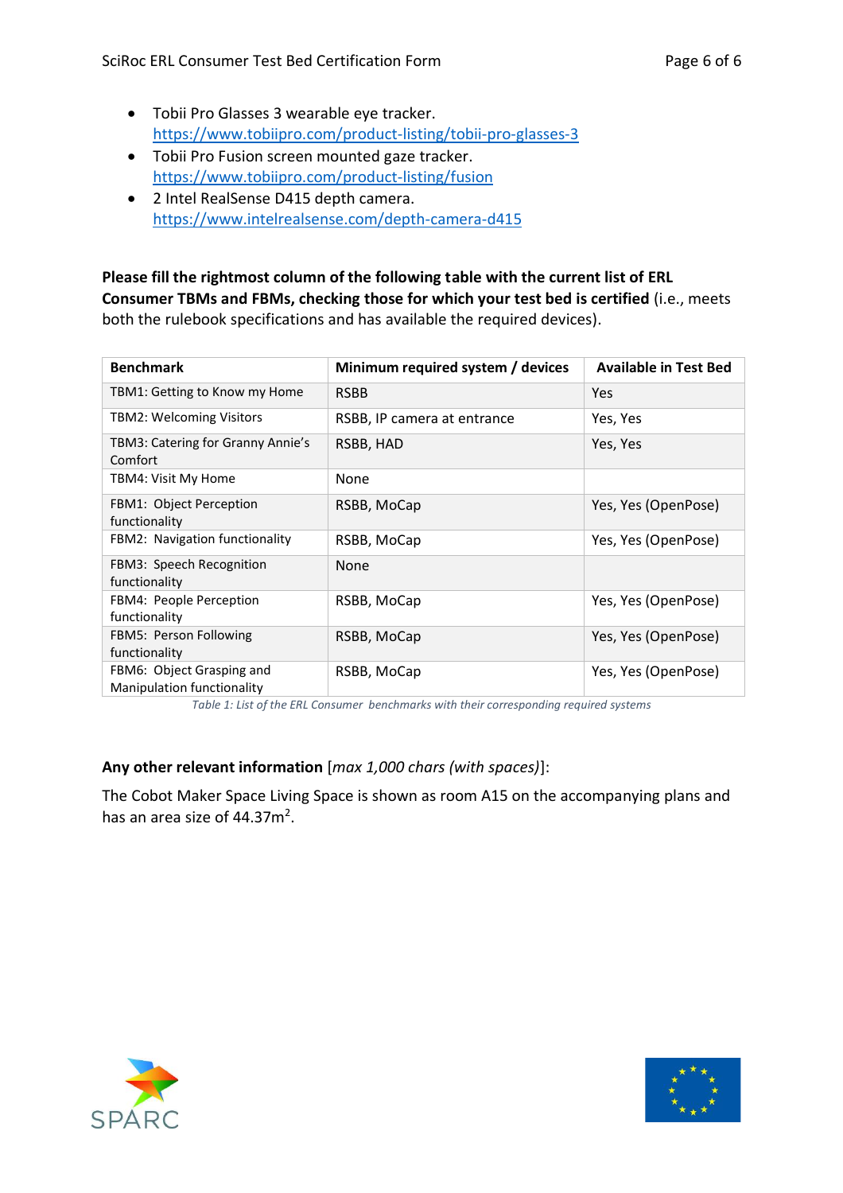- Tobii Pro Glasses 3 wearable eye tracker. https://www.tobiipro.com/product-listing/tobii-pro-glasses-3
- Tobii Pro Fusion screen mounted gaze tracker. https://www.tobiipro.com/product-listing/fusion
- 2 Intel RealSense D415 depth camera. https://www.intelrealsense.com/depth-camera-d415

**Please fill the rightmost column of the following table with the current list of ERL Consumer TBMs and FBMs, checking those for which your test bed is certified** (i.e., meets both the rulebook specifications and has available the required devices).

| Benchmark | Minimum required system / devices | Available in Test Bed |
|---|---|---|
| TBM1: Getting to Know my Home | RSBB | Yes |
| TBM2: Welcoming Visitors | RSBB, IP camera at entrance | Yes, Yes |
| TBM3: Catering for Granny Annie's Comfort | RSBB, HAD | Yes, Yes |
| TBM4: Visit My Home | None | |
| FBM1: Object Perception functionality | RSBB, MoCap | Yes, Yes (OpenPose) |
| FBM2: Navigation functionality | RSBB, MoCap | Yes, Yes (OpenPose) |
| FBM3: Speech Recognition functionality | None | |
| FBM4: People Perception functionality | RSBB, MoCap | Yes, Yes (OpenPose) |
| FBM5: Person Following functionality | RSBB, MoCap | Yes, Yes (OpenPose) |
| FBM6: Object Grasping and Manipulation functionality | RSBB, MoCap | Yes, Yes (OpenPose) |

*Table 1: List of the ERL Consumer benchmarks with their corresponding required systems*

**Any other relevant information** [*max 1,000 chars (with spaces)*]:

The Cobot Maker Space Living Space is shown as room A15 on the accompanying plans and has an area size of 44.37m$^2$.